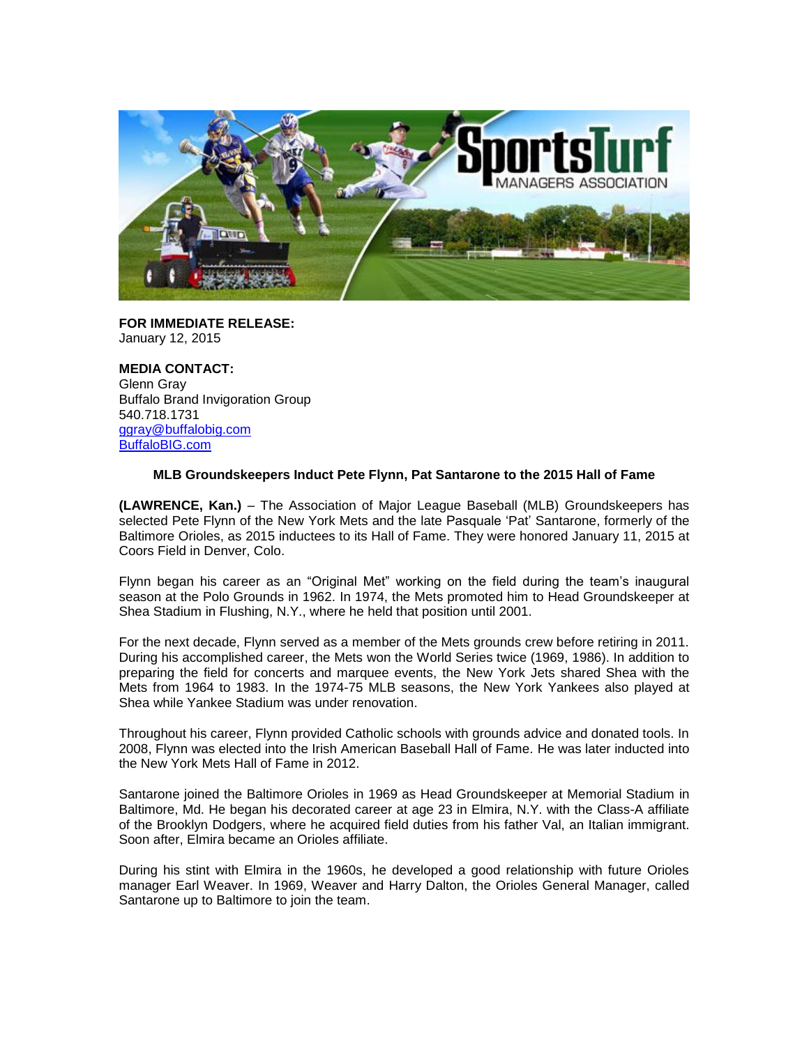**FOR IMMEDIATE RELEASE:**
January 12, 2015

**MEDIA CONTACT:**
Glenn Gray
Buffalo Brand Invigoration Group
540.718.1731
ggray@buffalobig.com
BuffaloBIG.com

**MLB Groundskeepers Induct Pete Flynn, Pat Santarone to the 2015 Hall of Fame**

**(LAWRENCE, Kan.)** – The Association of Major League Baseball (MLB) Groundskeepers has selected Pete Flynn of the New York Mets and the late Pasquale 'Pat' Santarone, formerly of the Baltimore Orioles, as 2015 inductees to its Hall of Fame. They were honored January 11, 2015 at Coors Field in Denver, Colo.

Flynn began his career as an "Original Met" working on the field during the team's inaugural season at the Polo Grounds in 1962. In 1974, the Mets promoted him to Head Groundskeeper at Shea Stadium in Flushing, N.Y., where he held that position until 2001.

For the next decade, Flynn served as a member of the Mets grounds crew before retiring in 2011. During his accomplished career, the Mets won the World Series twice (1969, 1986). In addition to preparing the field for concerts and marquee events, the New York Jets shared Shea with the Mets from 1964 to 1983. In the 1974-75 MLB seasons, the New York Yankees also played at Shea while Yankee Stadium was under renovation.

Throughout his career, Flynn provided Catholic schools with grounds advice and donated tools. In 2008, Flynn was elected into the Irish American Baseball Hall of Fame. He was later inducted into the New York Mets Hall of Fame in 2012.

Santarone joined the Baltimore Orioles in 1969 as Head Groundskeeper at Memorial Stadium in Baltimore, Md. He began his decorated career at age 23 in Elmira, N.Y. with the Class-A affiliate of the Brooklyn Dodgers, where he acquired field duties from his father Val, an Italian immigrant. Soon after, Elmira became an Orioles affiliate.

During his stint with Elmira in the 1960s, he developed a good relationship with future Orioles manager Earl Weaver. In 1969, Weaver and Harry Dalton, the Orioles General Manager, called Santarone up to Baltimore to join the team.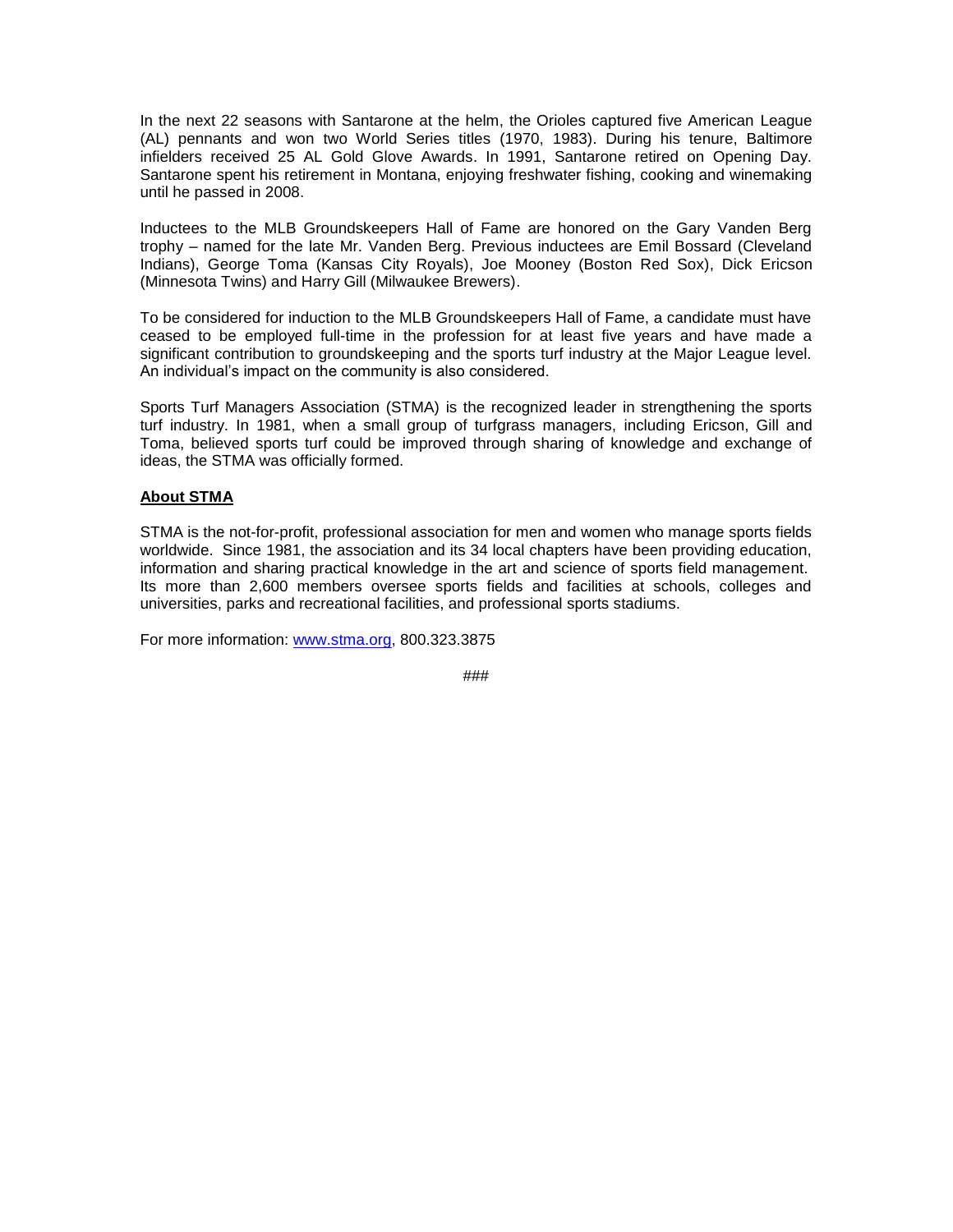In the next 22 seasons with Santarone at the helm, the Orioles captured five American League (AL) pennants and won two World Series titles (1970, 1983). During his tenure, Baltimore infielders received 25 AL Gold Glove Awards. In 1991, Santarone retired on Opening Day. Santarone spent his retirement in Montana, enjoying freshwater fishing, cooking and winemaking until he passed in 2008.

Inductees to the MLB Groundskeepers Hall of Fame are honored on the Gary Vanden Berg trophy – named for the late Mr. Vanden Berg. Previous inductees are Emil Bossard (Cleveland Indians), George Toma (Kansas City Royals), Joe Mooney (Boston Red Sox), Dick Ericson (Minnesota Twins) and Harry Gill (Milwaukee Brewers).

To be considered for induction to the MLB Groundskeepers Hall of Fame, a candidate must have ceased to be employed full-time in the profession for at least five years and have made a significant contribution to groundskeeping and the sports turf industry at the Major League level. An individual's impact on the community is also considered.

Sports Turf Managers Association (STMA) is the recognized leader in strengthening the sports turf industry. In 1981, when a small group of turfgrass managers, including Ericson, Gill and Toma, believed sports turf could be improved through sharing of knowledge and exchange of ideas, the STMA was officially formed.

**About STMA**

STMA is the not-for-profit, professional association for men and women who manage sports fields worldwide. Since 1981, the association and its 34 local chapters have been providing education, information and sharing practical knowledge in the art and science of sports field management. Its more than 2,600 members oversee sports fields and facilities at schools, colleges and universities, parks and recreational facilities, and professional sports stadiums.

For more information: www.stma.org, 800.323.3875

###